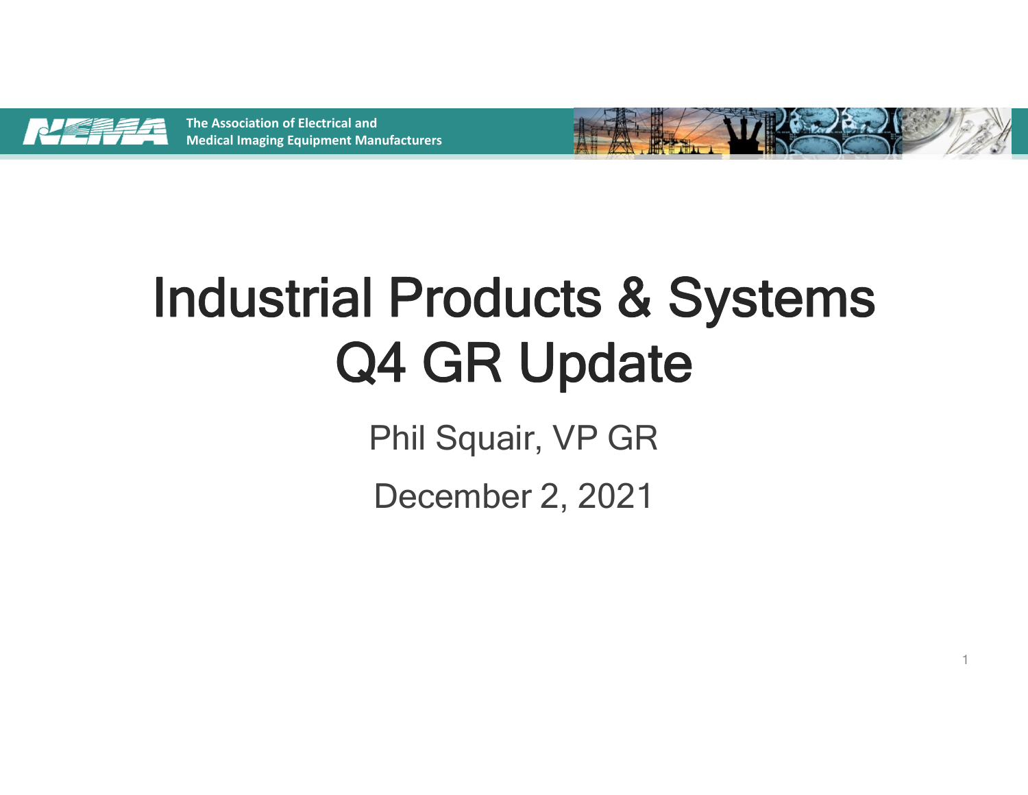The Association of Electrical and Medical Imaging Equipment Manufacturers

# Industrial Products & Systems Q4 GR Update

Phil Squair, VP GR

December 2, 2021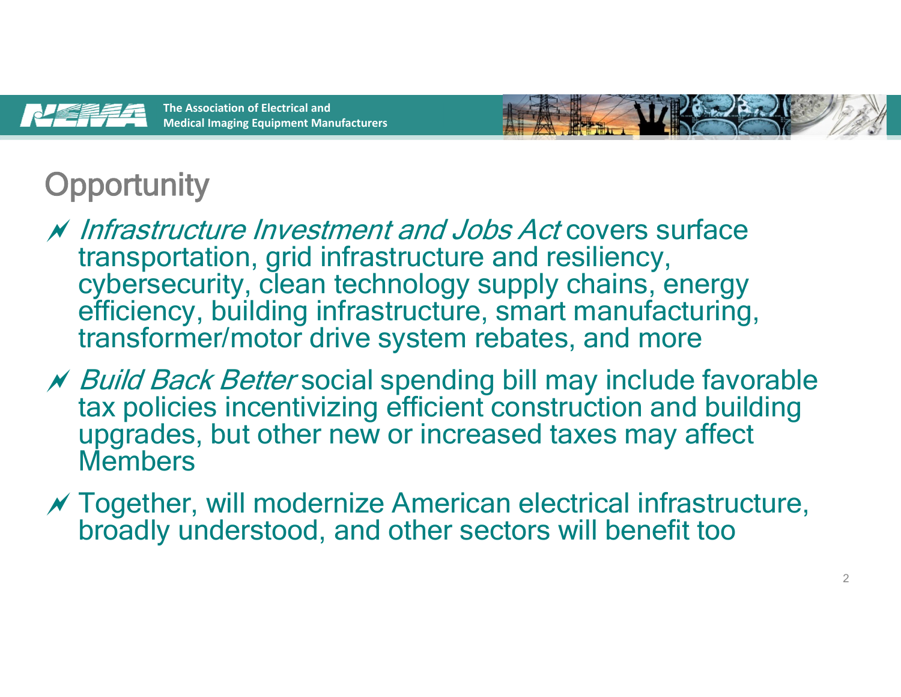# Opportunity

- *Infrastructure Investment and Jobs Act* covers surface transportation, grid infrastructure and resiliency, cybersecurity, clean technology supply chains, energy efficiency, building infrastructure, smart manufacturing, transformer/motor drive system rebates, and more
- *Build Back Better* social spending bill may include favorable tax policies incentivizing efficient construction and building upgrades, but other new or increased taxes may affect Members
- Together, will modernize American electrical infrastructure, broadly understood, and other sectors will benefit too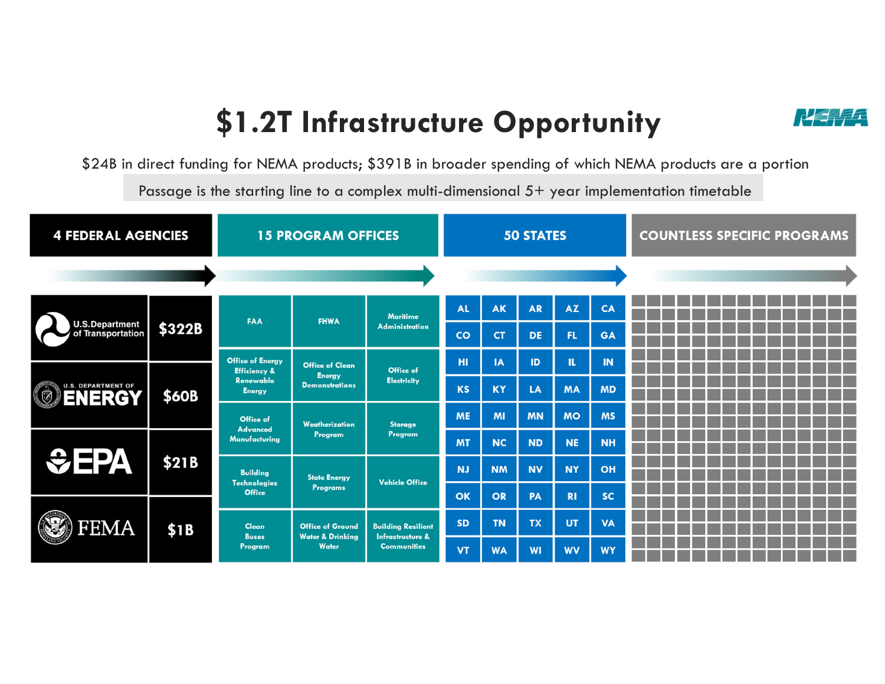# $1.2T Infrastructure Opportunity

NEMA

$24B in direct funding for NEMA products; $391B in broader spending of which NEMA products are a portion

Passage is the starting line to a complex multi-dimensional 5+ year implementation timetable

## 4 FEDERAL AGENCIES

| Agency | Funding |
|---|---|
| U.S. Department of Transportation | $322B |
| U.S. Department of Energy | $60B |
| EPA | $21B |
| FEMA | $1B |

## 15 PROGRAM OFFICES

| | | |
|---|---|---|
| FAA | FHWA | Maritime Administration |
| Office of Energy Efficiency & Renewable Energy | Office of Clean Energy Demonstrations | Office of Electricity |
| Office of Advanced Manufacturing | Weatherization Program | Storage Program |
| Building Technologies Office | State Energy Programs | Vehicle Office |
| Clean Buses Program | Office of Ground Water & Drinking Water | Building Resilient Infrastructure & Communities |

## 50 STATES

| | | | | |
|---|---|---|---|---|
| AL | AK | AR | AZ | CA |
| CO | CT | DE | FL | GA |
| HI | IA | ID | IL | IN |
| KS | KY | LA | MA | MD |
| ME | MI | MN | MO | MS |
| MT | NC | ND | NE | NH |
| NJ | NM | NV | NY | OH |
| OK | OR | PA | RI | SC |
| SD | TN | TX | UT | VA |
| VT | WA | WI | WV | WY |

## COUNTLESS SPECIFIC PROGRAMS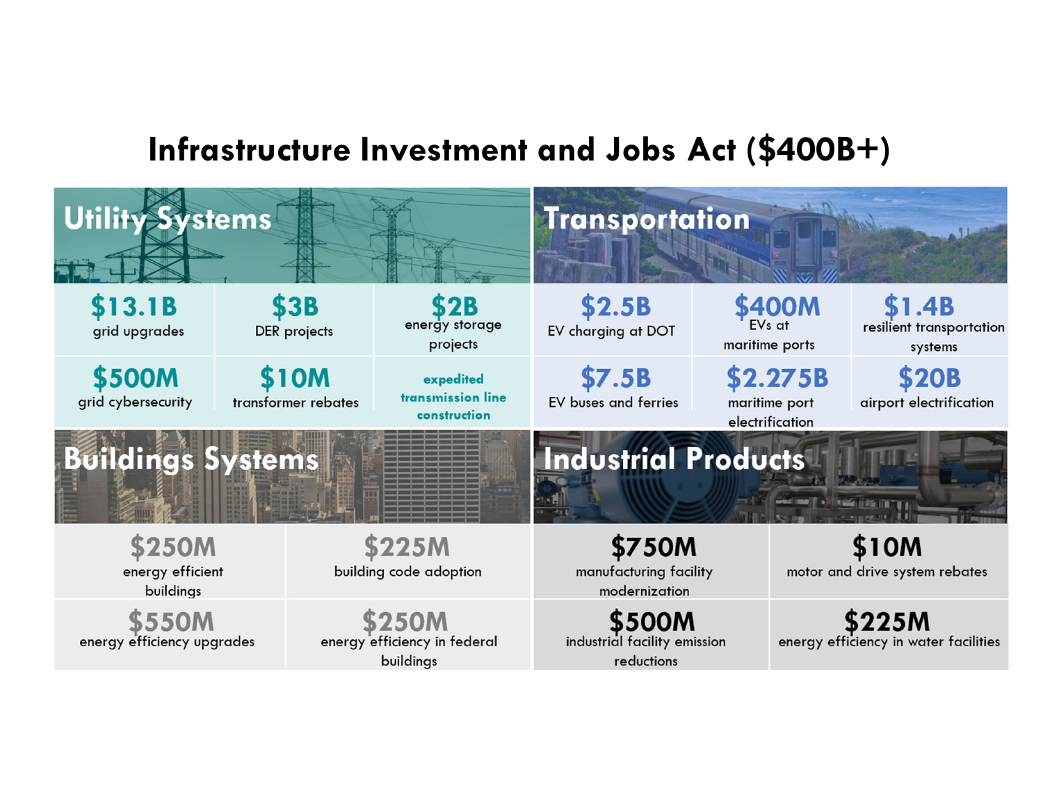# Infrastructure Investment and Jobs Act ($400B+)

## Utility Systems

- **$13.1B** grid upgrades
- **$3B** DER projects
- **$2B** energy storage projects
- **$500M** grid cybersecurity
- **$10M** transformer rebates
- **expedited transmission line construction**

## Transportation

- **$2.5B** EV charging at DOT
- **$400M** EVs at maritime ports
- **$1.4B** resilient transportation systems
- **$7.5B** EV buses and ferries
- **$2.275B** maritime port electrification
- **$20B** airport electrification

## Buildings Systems

- **$250M** energy efficient buildings
- **$225M** building code adoption
- **$550M** energy efficiency upgrades
- **$250M** energy efficiency in federal buildings

## Industrial Products

- **$750M** manufacturing facility modernization
- **$10M** motor and drive system rebates
- **$500M** industrial facility emission reductions
- **$225M** energy efficiency in water facilities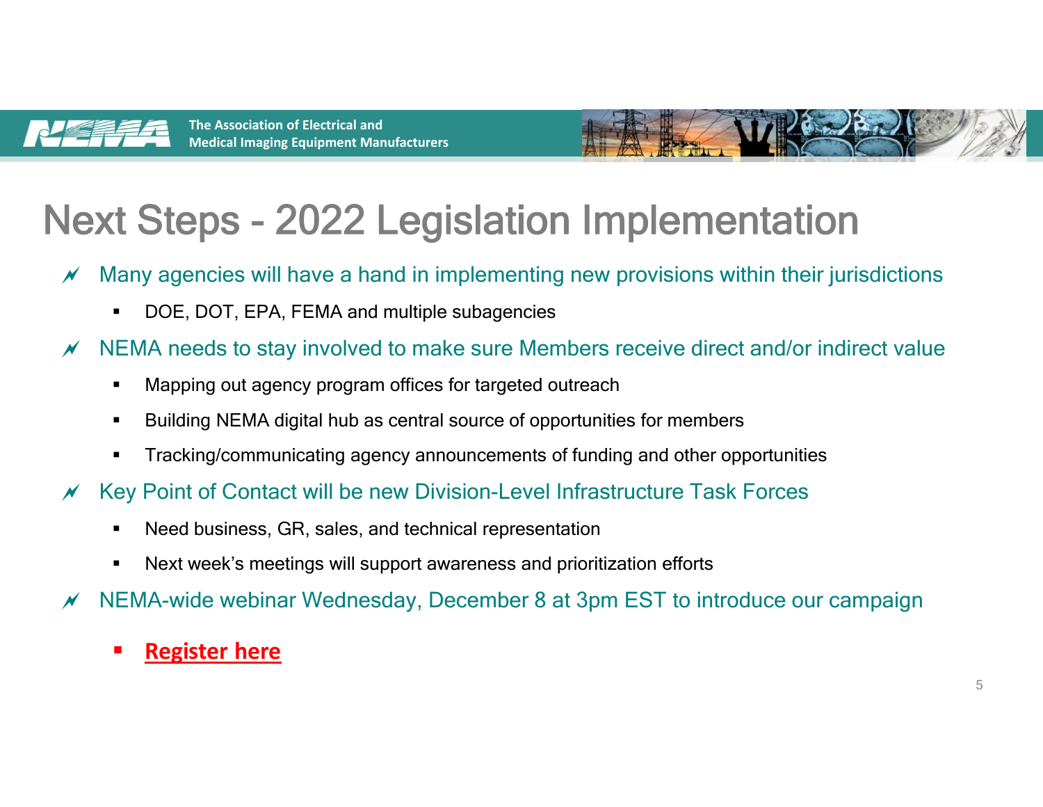NEMA The Association of Electrical and Medical Imaging Equipment Manufacturers

# Next Steps - 2022 Legislation Implementation

- Many agencies will have a hand in implementing new provisions within their jurisdictions
  - DOE, DOT, EPA, FEMA and multiple subagencies
- NEMA needs to stay involved to make sure Members receive direct and/or indirect value
  - Mapping out agency program offices for targeted outreach
  - Building NEMA digital hub as central source of opportunities for members
  - Tracking/communicating agency announcements of funding and other opportunities
- Key Point of Contact will be new Division-Level Infrastructure Task Forces
  - Need business, GR, sales, and technical representation
  - Next week's meetings will support awareness and prioritization efforts
- NEMA-wide webinar Wednesday, December 8 at 3pm EST to introduce our campaign
  - **Register here**